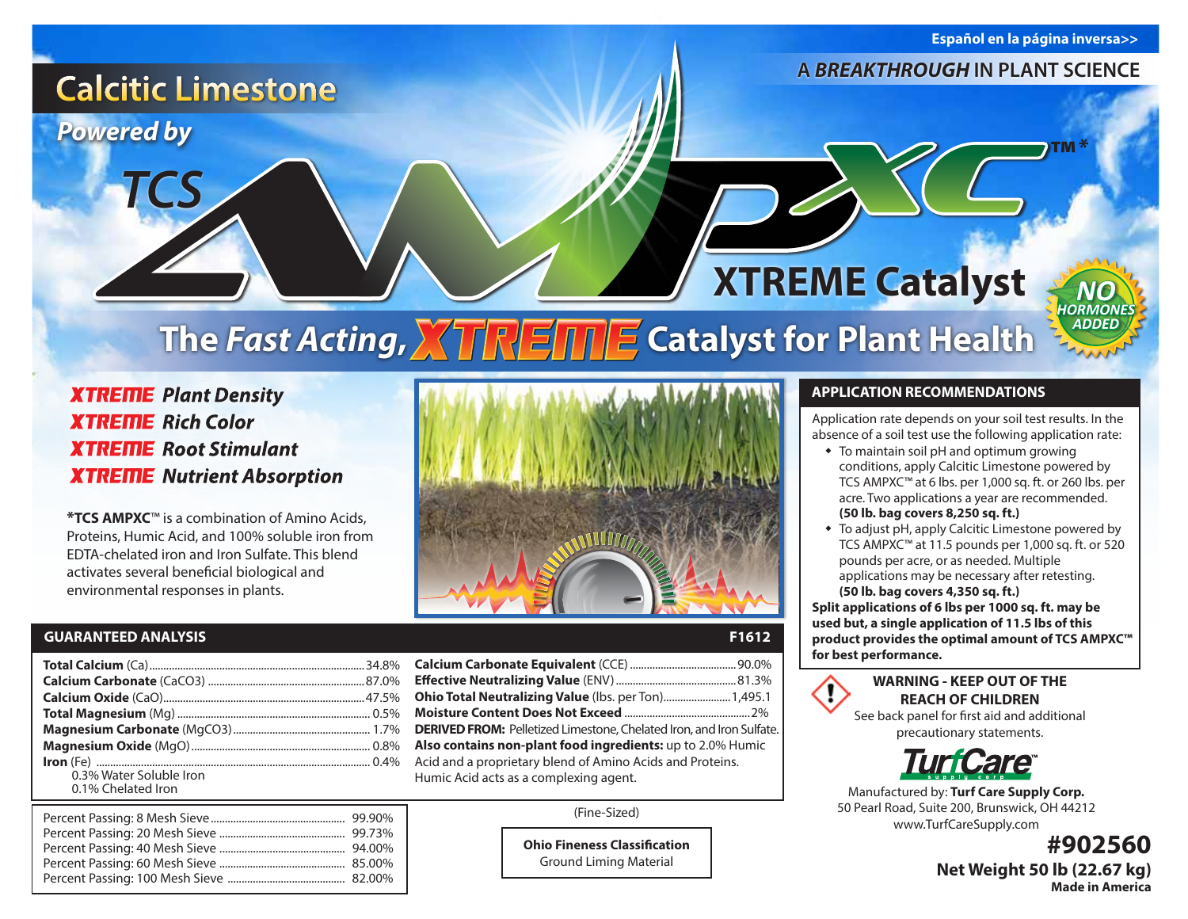Español en la página inversa>>

A ***BREAKTHROUGH*** IN PLANT SCIENCE

# Calcitic Limestone

*Powered by*

# TCS AMPXC™*

## XTREME Catalyst

NO HORMONES ADDED

## The *Fast Acting*, XTREME Catalyst for Plant Health

***XTREME Plant Density***
***XTREME Rich Color***
***XTREME Root Stimulant***
***XTREME Nutrient Absorption***

**\*TCS AMPXC™** is a combination of Amino Acids, Proteins, Humic Acid, and 100% soluble iron from EDTA-chelated iron and Iron Sulfate. This blend activates several beneficial biological and environmental responses in plants.

## APPLICATION RECOMMENDATIONS

Application rate depends on your soil test results. In the absence of a soil test use the following application rate:

- To maintain soil pH and optimum growing conditions, apply Calcitic Limestone powered by TCS AMPXC™ at 6 lbs. per 1,000 sq. ft. or 260 lbs. per acre. Two applications a year are recommended. **(50 lb. bag covers 8,250 sq. ft.)**
- To adjust pH, apply Calcitic Limestone powered by TCS AMPXC™ at 11.5 pounds per 1,000 sq. ft. or 520 pounds per acre, or as needed. Multiple applications may be necessary after retesting. **(50 lb. bag covers 4,350 sq. ft.)**

**Split applications of 6 lbs per 1000 sq. ft. may be used but, a single application of 11.5 lbs of this product provides the optimal amount of TCS AMPXC™ for best performance.**

## GUARANTEED ANALYSIS — F1612

| | |
|---|---|
| **Total Calcium** (Ca) | 34.8% |
| **Calcium Carbonate** ($CaCO_3$) | 87.0% |
| **Calcium Oxide** (CaO) | 47.5% |
| **Total Magnesium** (Mg) | 0.5% |
| **Magnesium Carbonate** ($MgCO_3$) | 1.7% |
| **Magnesium Oxide** (MgO) | 0.8% |
| **Iron** (Fe) | 0.4% |
| 0.3% Water Soluble Iron | |
| 0.1% Chelated Iron | |

| | |
|---|---|
| **Calcium Carbonate Equivalent** (CCE) | 90.0% |
| **Effective Neutralizing Value** (ENV) | 81.3% |
| **Ohio Total Neutralizing Value** (lbs. per Ton) | 1,495.1 |
| **Moisture Content Does Not Exceed** | 2% |

**DERIVED FROM:** Pelletized Limestone, Chelated Iron, and Iron Sulfate.

**Also contains non-plant food ingredients:** up to 2.0% Humic Acid and a proprietary blend of Amino Acids and Proteins. Humic Acid acts as a complexing agent.

| | |
|---|---|
| Percent Passing: 8 Mesh Sieve | 99.90% |
| Percent Passing: 20 Mesh Sieve | 99.73% |
| Percent Passing: 40 Mesh Sieve | 94.00% |
| Percent Passing: 60 Mesh Sieve | 85.00% |
| Percent Passing: 100 Mesh Sieve | 82.00% |

(Fine-Sized)

**Ohio Fineness Classification**
Ground Liming Material

**WARNING - KEEP OUT OF THE REACH OF CHILDREN**
See back panel for first aid and additional precautionary statements.

TurfCare supply corp

Manufactured by: **Turf Care Supply Corp.**
50 Pearl Road, Suite 200, Brunswick, OH 44212
www.TurfCareSupply.com

**#902560**

**Net Weight 50 lb (22.67 kg)**

**Made in America**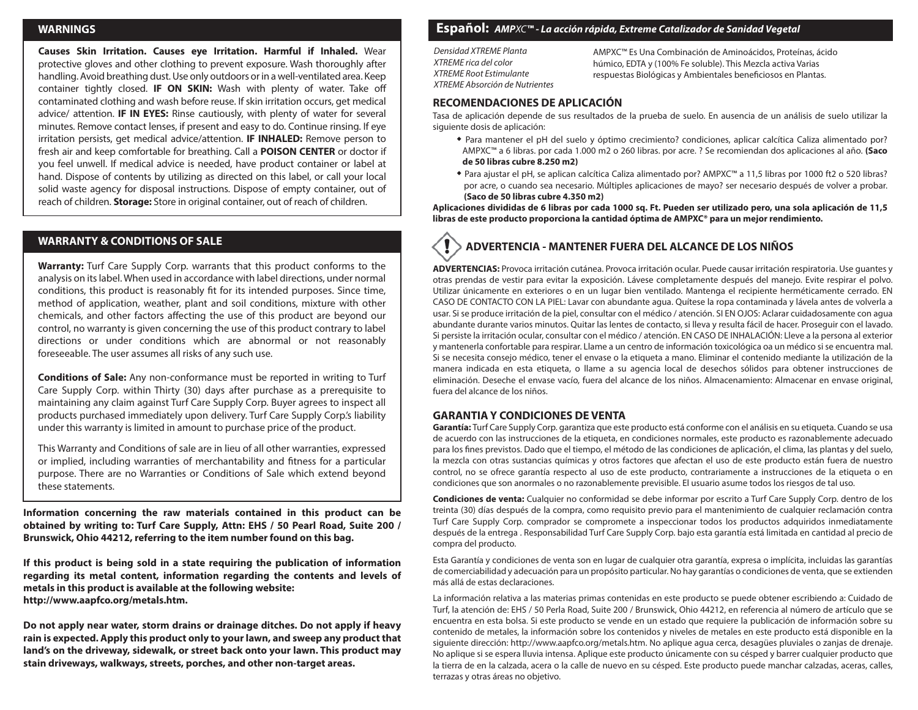## WARNINGS

**Causes Skin Irritation. Causes eye Irritation. Harmful if Inhaled.** Wear protective gloves and other clothing to prevent exposure. Wash thoroughly after handling. Avoid breathing dust. Use only outdoors or in a well-ventilated area. Keep container tightly closed. **IF ON SKIN:** Wash with plenty of water. Take off contaminated clothing and wash before reuse. If skin irritation occurs, get medical advice/ attention. **IF IN EYES:** Rinse cautiously, with plenty of water for several minutes. Remove contact lenses, if present and easy to do. Continue rinsing. If eye irritation persists, get medical advice/attention. **IF INHALED:** Remove person to fresh air and keep comfortable for breathing. Call a **POISON CENTER** or doctor if you feel unwell. If medical advice is needed, have product container or label at hand. Dispose of contents by utilizing as directed on this label, or call your local solid waste agency for disposal instructions. Dispose of empty container, out of reach of children. **Storage:** Store in original container, out of reach of children.

## WARRANTY & CONDITIONS OF SALE

**Warranty:** Turf Care Supply Corp. warrants that this product conforms to the analysis on its label. When used in accordance with label directions, under normal conditions, this product is reasonably fit for its intended purposes. Since time, method of application, weather, plant and soil conditions, mixture with other chemicals, and other factors affecting the use of this product are beyond our control, no warranty is given concerning the use of this product contrary to label directions or under conditions which are abnormal or not reasonably foreseeable. The user assumes all risks of any such use.

**Conditions of Sale:** Any non-conformance must be reported in writing to Turf Care Supply Corp. within Thirty (30) days after purchase as a prerequisite to maintaining any claim against Turf Care Supply Corp. Buyer agrees to inspect all products purchased immediately upon delivery. Turf Care Supply Corp.'s liability under this warranty is limited in amount to purchase price of the product.

This Warranty and Conditions of sale are in lieu of all other warranties, expressed or implied, including warranties of merchantability and fitness for a particular purpose. There are no Warranties or Conditions of Sale which extend beyond these statements.

**Information concerning the raw materials contained in this product can be obtained by writing to: Turf Care Supply, Attn: EHS / 50 Pearl Road, Suite 200 / Brunswick, Ohio 44212, referring to the item number found on this bag.**

**If this product is being sold in a state requiring the publication of information regarding its metal content, information regarding the contents and levels of metals in this product is available at the following website: http://www.aapfco.org/metals.htm.**

**Do not apply near water, storm drains or drainage ditches. Do not apply if heavy rain is expected. Apply this product only to your lawn, and sweep any product that land's on the driveway, sidewalk, or street back onto your lawn. This product may stain driveways, walkways, streets, porches, and other non-target areas.**

## Español: *AMPXC™ - La acción rápida, Extreme Catalizador de Sanidad Vegetal*

*Densidad XTREME Planta*
*XTREME rica del color*
*XTREME Root Estimulante*
*XTREME Absorción de Nutrientes*

AMPXC™ Es Una Combinación de Aminoácidos, Proteínas, ácido húmico, EDTA y (100% Fe soluble). This Mezcla activa Varias respuestas Biológicas y Ambientales beneficiosos en Plantas.

### RECOMENDACIONES DE APLICACIÓN

Tasa de aplicación depende de sus resultados de la prueba de suelo. En ausencia de un análisis de suelo utilizar la siguiente dosis de aplicación:

- Para mantener el pH del suelo y óptimo crecimiento? condiciones, aplicar calcítica Caliza alimentado por? AMPXC™ a 6 libras. por cada 1.000 m2 o 260 libras. por acre. ? Se recomiendan dos aplicaciones al año. **(Saco de 50 libras cubre 8.250 m2)**
- Para ajustar el pH, se aplican calcítica Caliza alimentado por? AMPXC™ a 11,5 libras por 1000 ft2 o 520 libras? por acre, o cuando sea necesario. Múltiples aplicaciones de mayo? ser necesario después de volver a probar. **(Saco de 50 libras cubre 4.350 m2)**

**Aplicaciones divididas de 6 libras por cada 1000 sq. Ft. Pueden ser utilizado pero, una sola aplicación de 11,5 libras de este producto proporciona la cantidad óptima de AMPXC® para un mejor rendimiento.**

### ADVERTENCIA - MANTENER FUERA DEL ALCANCE DE LOS NIÑOS

**ADVERTENCIAS:** Provoca irritación cutánea. Provoca irritación ocular. Puede causar irritación respiratoria. Use guantes y otras prendas de vestir para evitar la exposición. Lávese completamente después del manejo. Evite respirar el polvo. Utilizar únicamente en exteriores o en un lugar bien ventilado. Mantenga el recipiente herméticamente cerrado. EN CASO DE CONTACTO CON LA PIEL: Lavar con abundante agua. Quítese la ropa contaminada y lávela antes de volverla a usar. Si se produce irritación de la piel, consultar con el médico / atención. SI EN OJOS: Aclarar cuidadosamente con agua abundante durante varios minutos. Quitar las lentes de contacto, si lleva y resulta fácil de hacer. Proseguir con el lavado. Si persiste la irritación ocular, consultar con el médico / atención. EN CASO DE INHALACIÓN: Lleve a la persona al exterior y mantenerla confortable para respirar. Llame a un centro de información toxicológica oa un médico si se encuentra mal. Si se necesita consejo médico, tener el envase o la etiqueta a mano. Eliminar el contenido mediante la utilización de la manera indicada en esta etiqueta, o llame a su agencia local de desechos sólidos para obtener instrucciones de eliminación. Deseche el envase vacío, fuera del alcance de los niños. Almacenamiento: Almacenar en envase original, fuera del alcance de los niños.

### GARANTIA Y CONDICIONES DE VENTA

**Garantía:** Turf Care Supply Corp. garantiza que este producto está conforme con el análisis en su etiqueta. Cuando se usa de acuerdo con las instrucciones de la etiqueta, en condiciones normales, este producto es razonablemente adecuado para los fines previstos. Dado que el tiempo, el método de las condiciones de aplicación, el clima, las plantas y del suelo, la mezcla con otras sustancias químicas y otros factores que afectan el uso de este producto están fuera de nuestro control, no se ofrece garantía respecto al uso de este producto, contrariamente a instrucciones de la etiqueta o en condiciones que son anormales o no razonablemente previsible. El usuario asume todos los riesgos de tal uso.

**Condiciones de venta:** Cualquier no conformidad se debe informar por escrito a Turf Care Supply Corp. dentro de los treinta (30) días después de la compra, como requisito previo para el mantenimiento de cualquier reclamación contra Turf Care Supply Corp. comprador se compromete a inspeccionar todos los productos adquiridos inmediatamente después de la entrega . Responsabilidad Turf Care Supply Corp. bajo esta garantía está limitada en cantidad al precio de compra del producto.

Esta Garantía y condiciones de venta son en lugar de cualquier otra garantía, expresa o implícita, incluidas las garantías de comerciabilidad y adecuación para un propósito particular. No hay garantías o condiciones de venta, que se extienden más allá de estas declaraciones.

La información relativa a las materias primas contenidas en este producto se puede obtener escribiendo a: Cuidado de Turf, la atención de: EHS / 50 Perla Road, Suite 200 / Brunswick, Ohio 44212, en referencia al número de artículo que se encuentra en esta bolsa. Si este producto se vende en un estado que requiere la publicación de información sobre su contenido de metales, la información sobre los contenidos y niveles de metales en este producto está disponible en la siguiente dirección: http://www.aapfco.org/metals.htm. No aplique agua cerca, desagües pluviales o zanjas de drenaje. No aplique si se espera lluvia intensa. Aplique este producto únicamente con su césped y barrer cualquier producto que la tierra de en la calzada, acera o la calle de nuevo en su césped. Este producto puede manchar calzadas, aceras, calles, terrazas y otras áreas no objetivo.